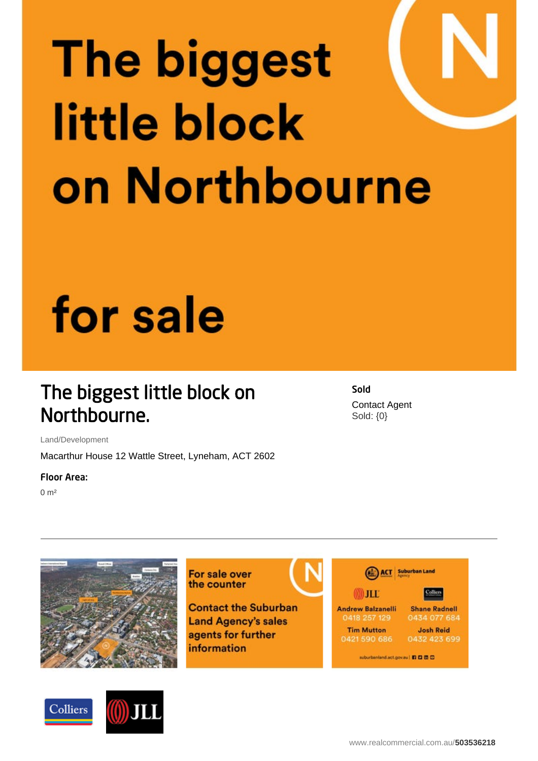# The biggest little block on Northbourne for sale

## The biggest little block on Northbourne.

Land/Development

Macarthur House 12 Wattle Street, Lyneham, ACT 2602

**Floor Area:**

0 m²

**Sold**

Contact Agent

Sold: {0}

For sale over the counter

Contact the Suburban Land Agency's sales agents for further information

ACT Suburban Land Agency

JLL

Andrew Balzanelli 0418 257 129

Tim Mutton 0421 590 686

Colliers

Shane Radnell 0434 077 684

Josh Reid 0432 423 699

suburbanland.act.gov.au

Colliers JLL

www.realcommercial.com.au/503536218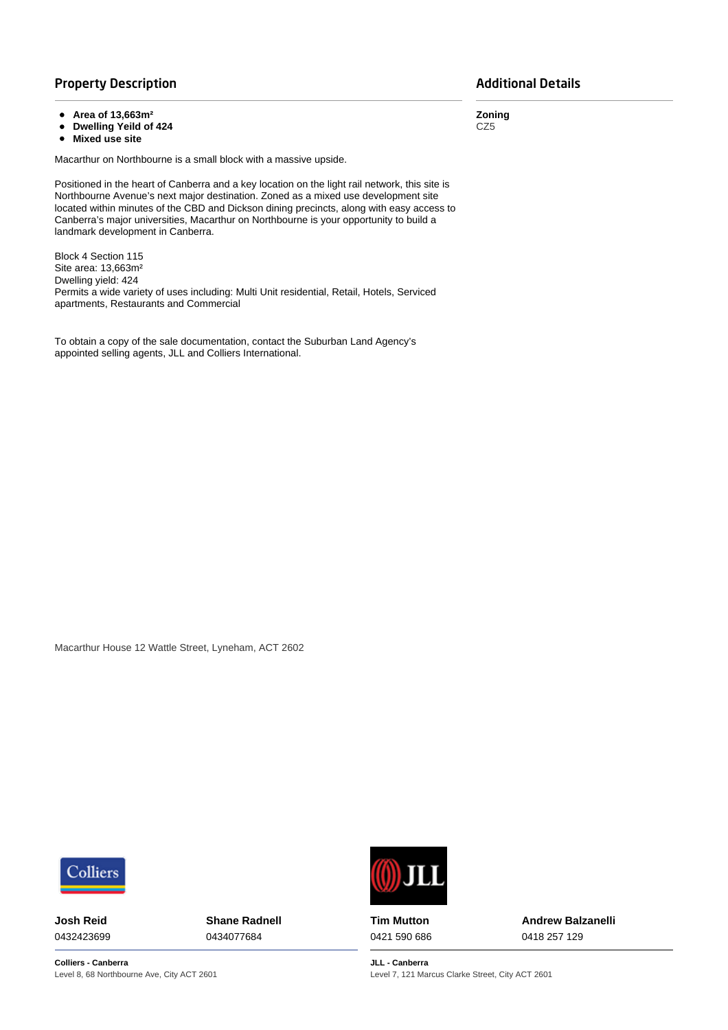## Property Description

- **Area of 13,663m²**
- **Dwelling Yeild of 424**
- **Mixed use site**

Macarthur on Northbourne is a small block with a massive upside.

Positioned in the heart of Canberra and a key location on the light rail network, this site is Northbourne Avenue's next major destination. Zoned as a mixed use development site located within minutes of the CBD and Dickson dining precincts, along with easy access to Canberra's major universities, Macarthur on Northbourne is your opportunity to build a landmark development in Canberra.

Block 4 Section 115
Site area: 13,663m²
Dwelling yield: 424
Permits a wide variety of uses including: Multi Unit residential, Retail, Hotels, Serviced apartments, Restaurants and Commercial

To obtain a copy of the sale documentation, contact the Suburban Land Agency's appointed selling agents, JLL and Colliers International.

Macarthur House 12 Wattle Street, Lyneham, ACT 2602

## Additional Details

**Zoning**
CZ5

Colliers

**Josh Reid**
0432423699

**Shane Radnell**
0434077684

**Colliers - Canberra**
Level 8, 68 Northbourne Ave, City ACT 2601

JLL

**Tim Mutton**
0421 590 686

**Andrew Balzanelli**
0418 257 129

**JLL - Canberra**
Level 7, 121 Marcus Clarke Street, City ACT 2601